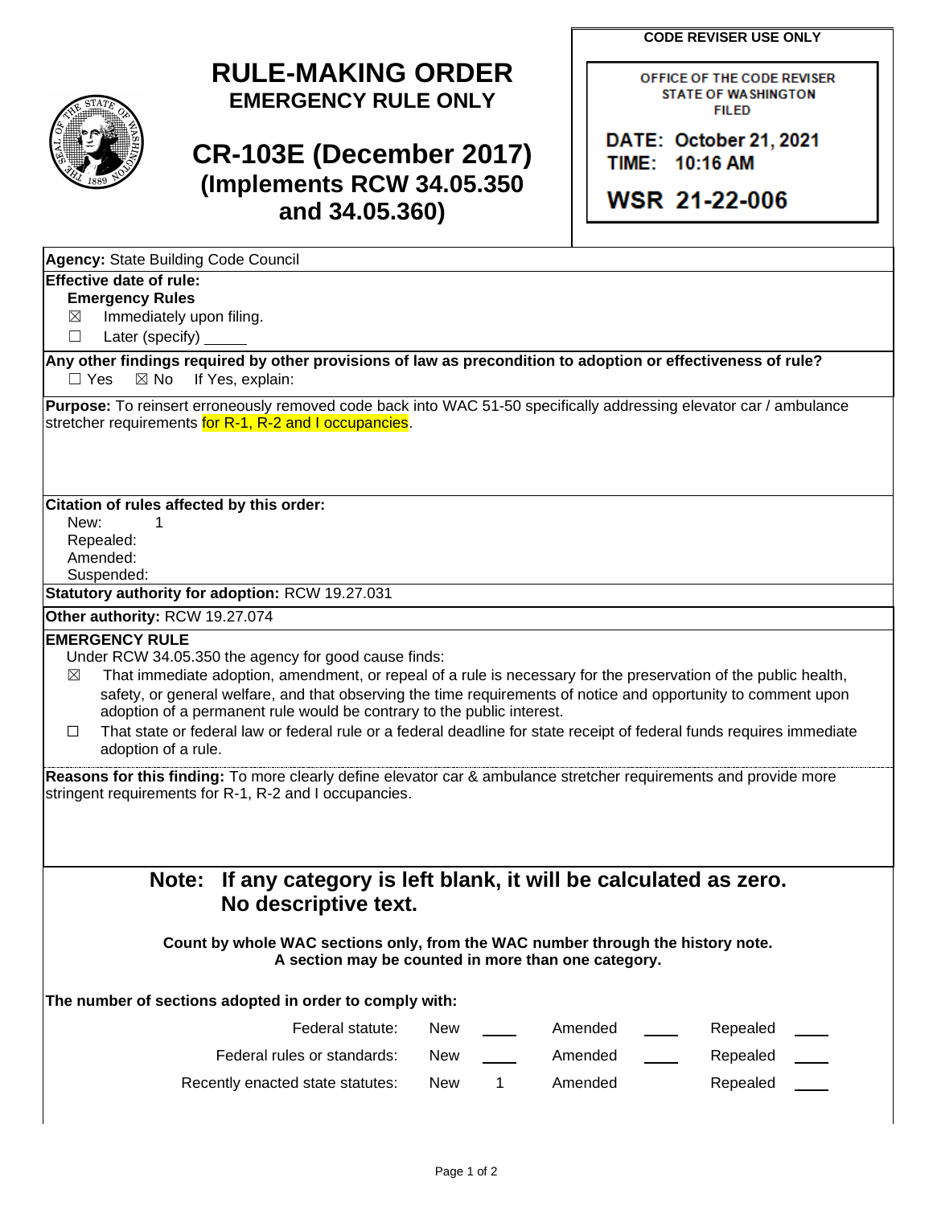**CODE REVISER USE ONLY**

OFFICE OF THE CODE REVISER
STATE OF WASHINGTON
FILED

DATE: October 21, 2021
TIME: 10:16 AM

WSR 21-22-006

# RULE-MAKING ORDER
## EMERGENCY RULE ONLY

# CR-103E (December 2017)
## (Implements RCW 34.05.350 and 34.05.360)

**Agency:** State Building Code Council

**Effective date of rule:**

**Emergency Rules**

☒ Immediately upon filing.

☐ Later (specify) _____

**Any other findings required by other provisions of law as precondition to adoption or effectiveness of rule?**
☐ Yes ☒ No If Yes, explain:

**Purpose:** To reinsert erroneously removed code back into WAC 51-50 specifically addressing elevator car / ambulance stretcher requirements for R-1, R-2 and I occupancies.

**Citation of rules affected by this order:**

New: 1
Repealed:
Amended:
Suspended:

**Statutory authority for adoption:** RCW 19.27.031

**Other authority:** RCW 19.27.074

**EMERGENCY RULE**

Under RCW 34.05.350 the agency for good cause finds:

☒ That immediate adoption, amendment, or repeal of a rule is necessary for the preservation of the public health, safety, or general welfare, and that observing the time requirements of notice and opportunity to comment upon adoption of a permanent rule would be contrary to the public interest.

☐ That state or federal law or federal rule or a federal deadline for state receipt of federal funds requires immediate adoption of a rule.

**Reasons for this finding:** To more clearly define elevator car & ambulance stretcher requirements and provide more stringent requirements for R-1, R-2 and I occupancies.

## Note: If any category is left blank, it will be calculated as zero. No descriptive text.

**Count by whole WAC sections only, from the WAC number through the history note. A section may be counted in more than one category.**

**The number of sections adopted in order to comply with:**

| | | | | | | |
|---|---|---|---|---|---|---|
| Federal statute: | New | ___ | Amended | ___ | Repealed | ___ |
| Federal rules or standards: | New | ___ | Amended | ___ | Repealed | ___ |
| Recently enacted state statutes: | New | 1 | Amended | | Repealed | ___ |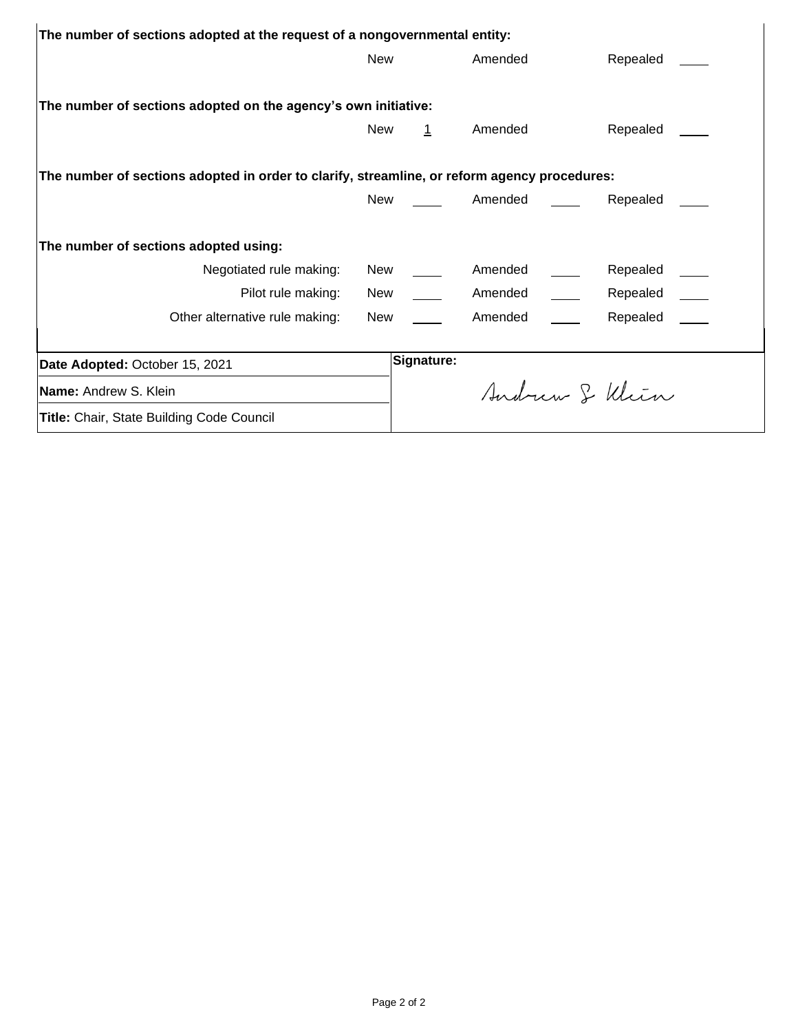**The number of sections adopted at the request of a nongovernmental entity:**

| | New | | Amended | | Repealed | |
|---|---|---|---|---|---|---|

**The number of sections adopted on the agency's own initiative:**

| | New | 1 | Amended | | Repealed | |
|---|---|---|---|---|---|---|

**The number of sections adopted in order to clarify, streamline, or reform agency procedures:**

| | New | | Amended | | Repealed | |
|---|---|---|---|---|---|---|

**The number of sections adopted using:**

| | New | | Amended | | Repealed | |
|---|---|---|---|---|---|---|
| Negotiated rule making: | New | | Amended | | Repealed | |
| Pilot rule making: | New | | Amended | | Repealed | |
| Other alternative rule making: | New | | Amended | | Repealed | |

| | |
|---|---|
| **Date Adopted:** October 15, 2021 | **Signature:** Andrew S. Klein |
| **Name:** Andrew S. Klein | |
| **Title:** Chair, State Building Code Council | |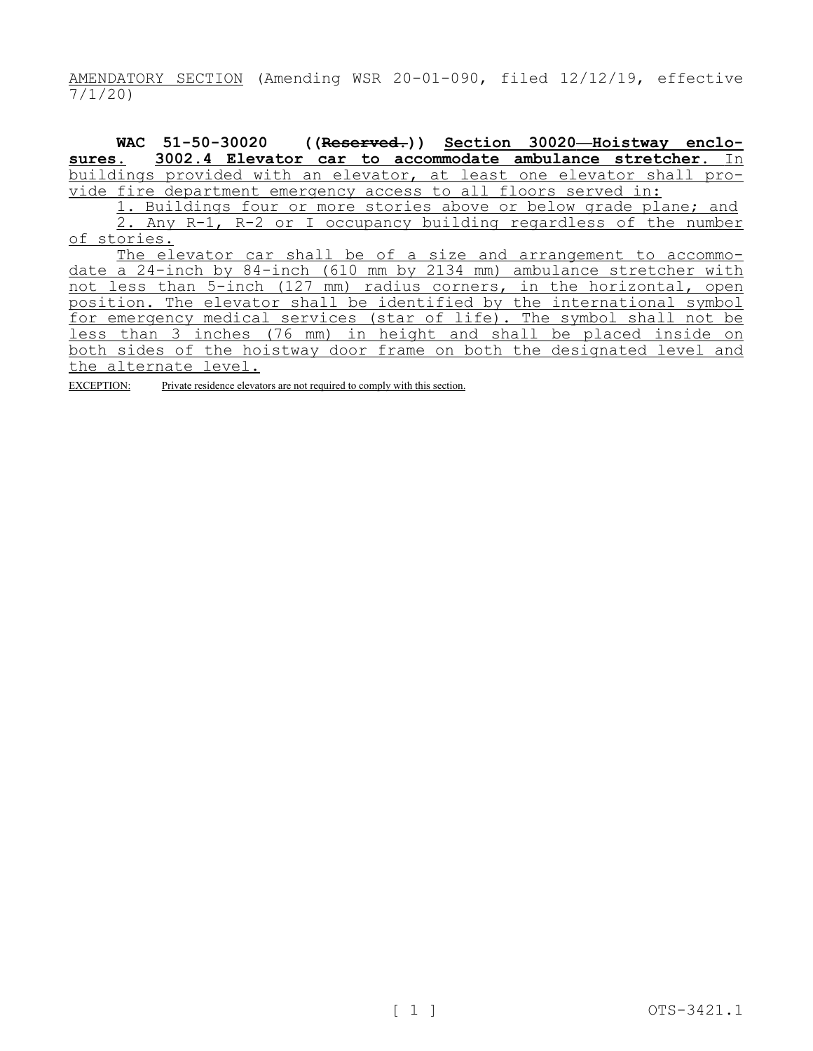AMENDATORY SECTION (Amending WSR 20-01-090, filed 12/12/19, effective 7/1/20)

**WAC 51-50-30020 ((~~Reserved.~~)) Section 30020—Hoistway enclosures. 3002.4 Elevator car to accommodate ambulance stretcher.** In buildings provided with an elevator, at least one elevator shall provide fire department emergency access to all floors served in:

1. Buildings four or more stories above or below grade plane; and
2. Any R-1, R-2 or I occupancy building regardless of the number of stories.

The elevator car shall be of a size and arrangement to accommodate a 24-inch by 84-inch (610 mm by 2134 mm) ambulance stretcher with not less than 5-inch (127 mm) radius corners, in the horizontal, open position. The elevator shall be identified by the international symbol for emergency medical services (star of life). The symbol shall not be less than 3 inches (76 mm) in height and shall be placed inside on both sides of the hoistway door frame on both the designated level and the alternate level.

EXCEPTION: Private residence elevators are not required to comply with this section.